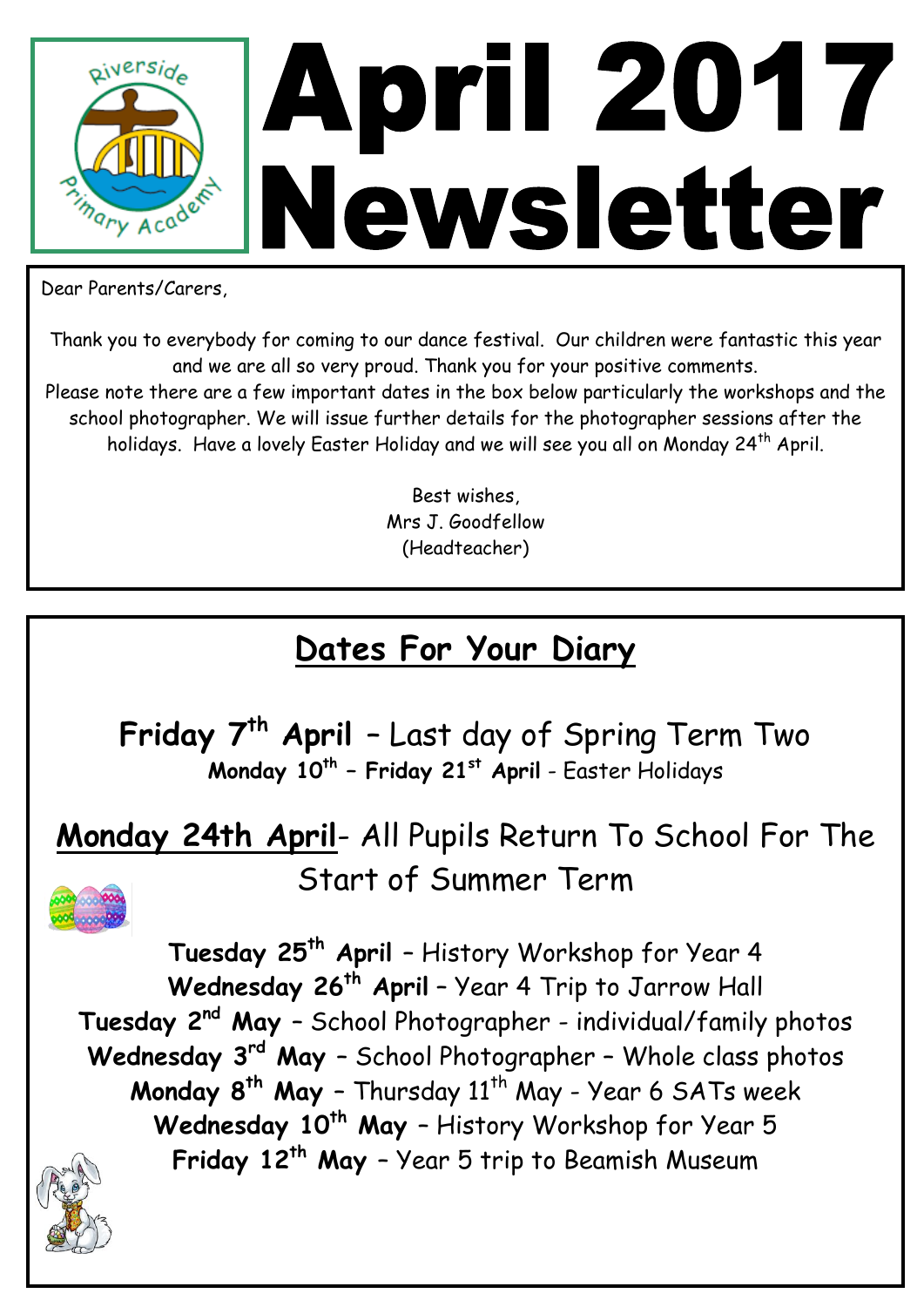# April 2017 Newsletter

Riverside Primary Academy

Dear Parents/Carers,

Thank you to everybody for coming to our dance festival. Our children were fantastic this year and we are all so very proud. Thank you for your positive comments.
Please note there are a few important dates in the box below particularly the workshops and the school photographer. We will issue further details for the photographer sessions after the holidays. Have a lovely Easter Holiday and we will see you all on Monday 24th April.

Best wishes,
Mrs J. Goodfellow
(Headteacher)

## Dates For Your Diary

**Friday 7th April** – Last day of Spring Term Two
**Monday 10th – Friday 21st April** - Easter Holidays

**Monday 24th April**- All Pupils Return To School For The Start of Summer Term

**Tuesday 25th April** – History Workshop for Year 4
**Wednesday 26th April** – Year 4 Trip to Jarrow Hall
**Tuesday 2nd May** – School Photographer - individual/family photos
**Wednesday 3rd May** – School Photographer – Whole class photos
**Monday 8th May** – Thursday 11th May - Year 6 SATs week
**Wednesday 10th May** – History Workshop for Year 5
**Friday 12th May** – Year 5 trip to Beamish Museum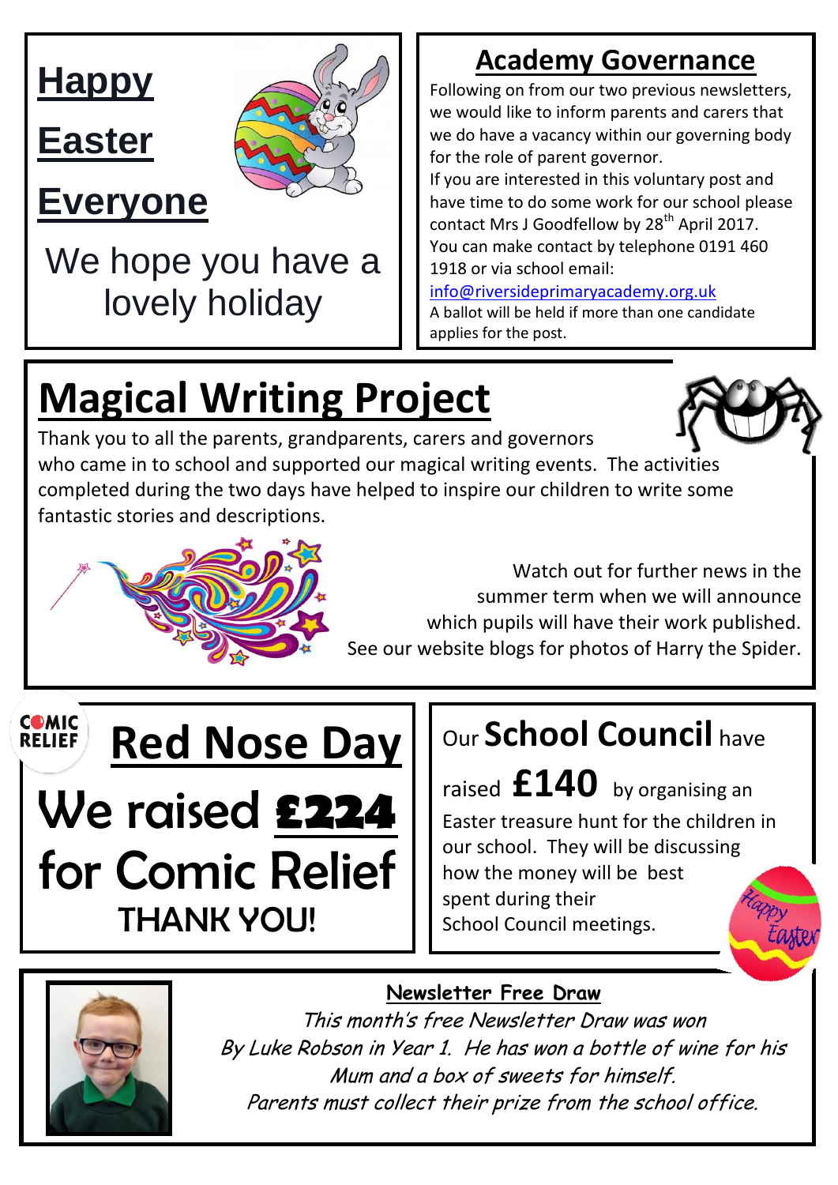# Happy Easter Everyone

We hope you have a lovely holiday

## Academy Governance

Following on from our two previous newsletters, we would like to inform parents and carers that we do have a vacancy within our governing body for the role of parent governor.

If you are interested in this voluntary post and have time to do some work for our school please contact Mrs J Goodfellow by 28th April 2017.

You can make contact by telephone 0191 460 1918 or via school email:

info@riversideprimaryacademy.org.uk

A ballot will be held if more than one candidate applies for the post.

# Magical Writing Project

Thank you to all the parents, grandparents, carers and governors who came in to school and supported our magical writing events. The activities completed during the two days have helped to inspire our children to write some fantastic stories and descriptions.

Watch out for further news in the summer term when we will announce which pupils will have their work published. See our website blogs for photos of Harry the Spider.

## Red Nose Day

COMIC RELIEF

We raised **£224** for Comic Relief

THANK YOU!

Our **School Council** have raised **£140** by organising an Easter treasure hunt for the children in our school. They will be discussing how the money will be best spent during their School Council meetings.

Happy Easter

### Newsletter Free Draw

*This month's free Newsletter Draw was won By Luke Robson in Year 1. He has won a bottle of wine for his Mum and a box of sweets for himself.*

*Parents must collect their prize from the school office.*